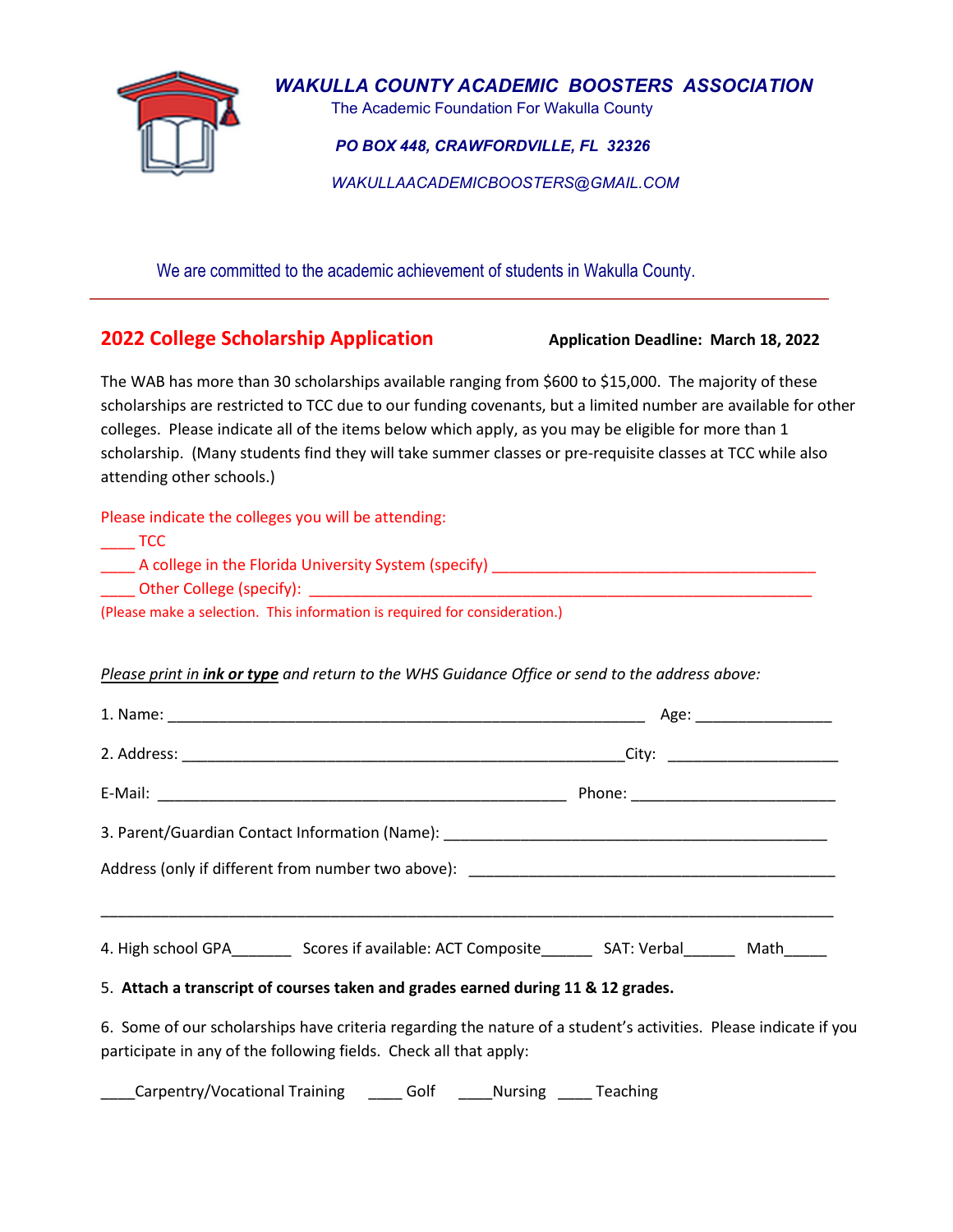# WAKULLA COUNTY ACADEMIC BOOSTERS ASSOCIATION

The Academic Foundation For Wakulla County

***PO BOX 448, CRAWFORDVILLE, FL 32326***

*WAKULLAACADEMICBOOSTERS@GMAIL.COM*

We are committed to the academic achievement of students in Wakulla County.

---

## 2022 College Scholarship Application

**Application Deadline: March 18, 2022**

The WAB has more than 30 scholarships available ranging from $600 to $15,000. The majority of these scholarships are restricted to TCC due to our funding covenants, but a limited number are available for other colleges. Please indicate all of the items below which apply, as you may be eligible for more than 1 scholarship. (Many students find they will take summer classes or pre-requisite classes at TCC while also attending other schools.)

Please indicate the colleges you will be attending:

____ TCC

____ A college in the Florida University System (specify) ______________________________________

____ Other College (specify): ____________________________________________________________

(Please make a selection. This information is required for consideration.)

*Please print in **ink or type** and return to the WHS Guidance Office or send to the address above:*

1. Name: ________________________________________________________ Age: ________________

2. Address: ____________________________________________________City: ____________________

E-Mail: ________________________________________________ Phone: ________________________

3. Parent/Guardian Contact Information (Name): _____________________________________________

Address (only if different from number two above): ___________________________________________

_________________________________________________________________________________

4. High school GPA_______ Scores if available: ACT Composite______ SAT: Verbal______ Math_____

5. **Attach a transcript of courses taken and grades earned during 11 & 12 grades.**

6. Some of our scholarships have criteria regarding the nature of a student's activities. Please indicate if you participate in any of the following fields. Check all that apply:

____Carpentry/Vocational Training ____ Golf ____Nursing ____ Teaching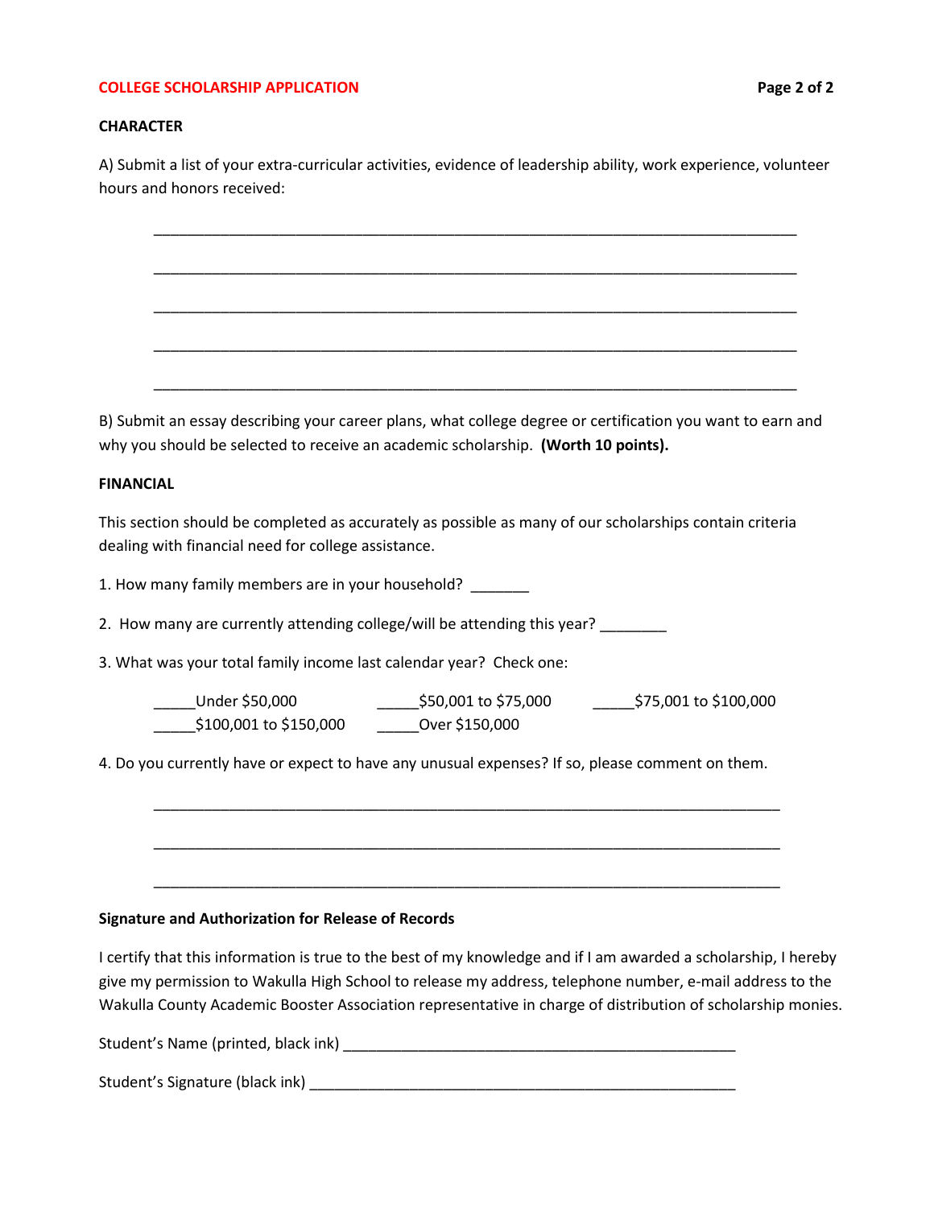**CHARACTER**

A) Submit a list of your extra-curricular activities, evidence of leadership ability, work experience, volunteer hours and honors received:

___________________________________________________________________________

___________________________________________________________________________

___________________________________________________________________________

___________________________________________________________________________

___________________________________________________________________________

B) Submit an essay describing your career plans, what college degree or certification you want to earn and why you should be selected to receive an academic scholarship. **(Worth 10 points).**

**FINANCIAL**

This section should be completed as accurately as possible as many of our scholarships contain criteria dealing with financial need for college assistance.

1. How many family members are in your household? _______

2. How many are currently attending college/will be attending this year? ________

3. What was your total family income last calendar year? Check one:

_____Under $50,000 _____$50,001 to $75,000 _____$75,001 to $100,000
_____$100,001 to $150,000 _____Over $150,000

4. Do you currently have or expect to have any unusual expenses? If so, please comment on them.

___________________________________________________________________________

___________________________________________________________________________

___________________________________________________________________________

**Signature and Authorization for Release of Records**

I certify that this information is true to the best of my knowledge and if I am awarded a scholarship, I hereby give my permission to Wakulla High School to release my address, telephone number, e-mail address to the Wakulla County Academic Booster Association representative in charge of distribution of scholarship monies.

Student's Name (printed, black ink) _______________________________________________

Student's Signature (black ink) ___________________________________________________